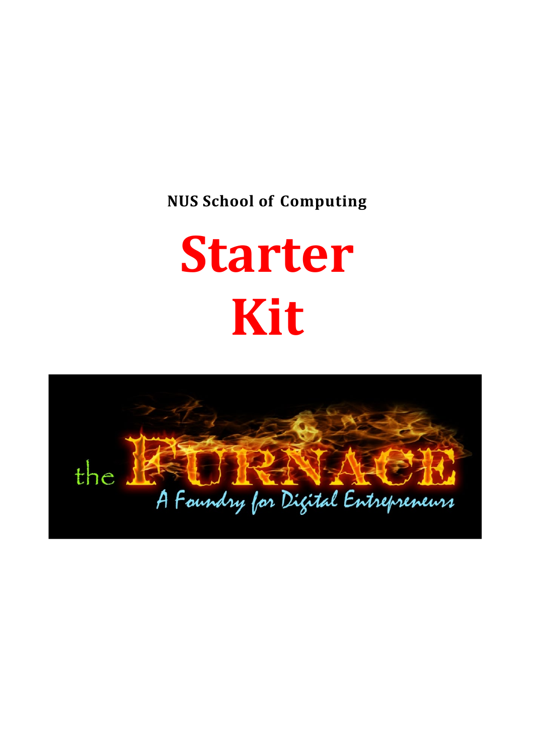**NUS School of Computing**

# Starter Kit

the FURNACE

A Foundry for Digital Entrepreneurs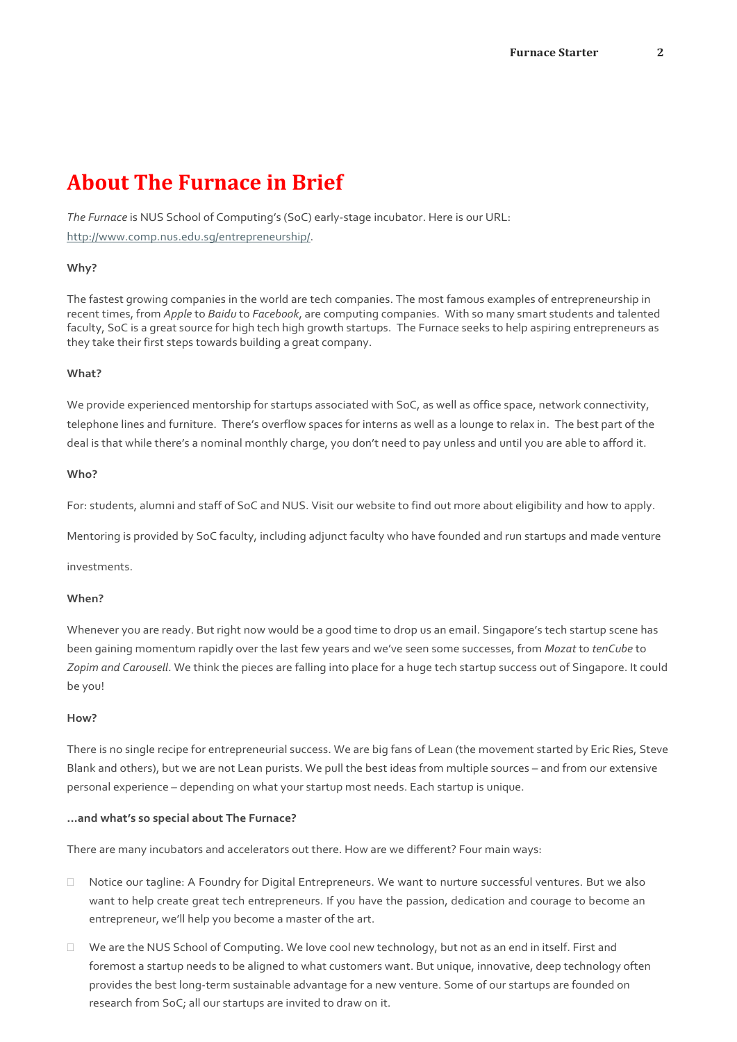# About The Furnace in Brief

*The Furnace* is NUS School of Computing's (SoC) early-stage incubator. Here is our URL: http://www.comp.nus.edu.sg/entrepreneurship/.

**Why?**

The fastest growing companies in the world are tech companies. The most famous examples of entrepreneurship in recent times, from *Apple* to *Baidu* to *Facebook*, are computing companies. With so many smart students and talented faculty, SoC is a great source for high tech high growth startups. The Furnace seeks to help aspiring entrepreneurs as they take their first steps towards building a great company.

**What?**

We provide experienced mentorship for startups associated with SoC, as well as office space, network connectivity, telephone lines and furniture. There's overflow spaces for interns as well as a lounge to relax in. The best part of the deal is that while there's a nominal monthly charge, you don't need to pay unless and until you are able to afford it.

**Who?**

For: students, alumni and staff of SoC and NUS. Visit our website to find out more about eligibility and how to apply.

Mentoring is provided by SoC faculty, including adjunct faculty who have founded and run startups and made venture investments.

**When?**

Whenever you are ready. But right now would be a good time to drop us an email. Singapore's tech startup scene has been gaining momentum rapidly over the last few years and we've seen some successes, from *Mozat* to *tenCube* to *Zopim and Carousell*. We think the pieces are falling into place for a huge tech startup success out of Singapore. It could be you!

**How?**

There is no single recipe for entrepreneurial success. We are big fans of Lean (the movement started by Eric Ries, Steve Blank and others), but we are not Lean purists. We pull the best ideas from multiple sources – and from our extensive personal experience – depending on what your startup most needs. Each startup is unique.

**...and what's so special about The Furnace?**

There are many incubators and accelerators out there. How are we different? Four main ways:

- Notice our tagline: A Foundry for Digital Entrepreneurs. We want to nurture successful ventures. But we also want to help create great tech entrepreneurs. If you have the passion, dedication and courage to become an entrepreneur, we'll help you become a master of the art.
- We are the NUS School of Computing. We love cool new technology, but not as an end in itself. First and foremost a startup needs to be aligned to what customers want. But unique, innovative, deep technology often provides the best long-term sustainable advantage for a new venture. Some of our startups are founded on research from SoC; all our startups are invited to draw on it.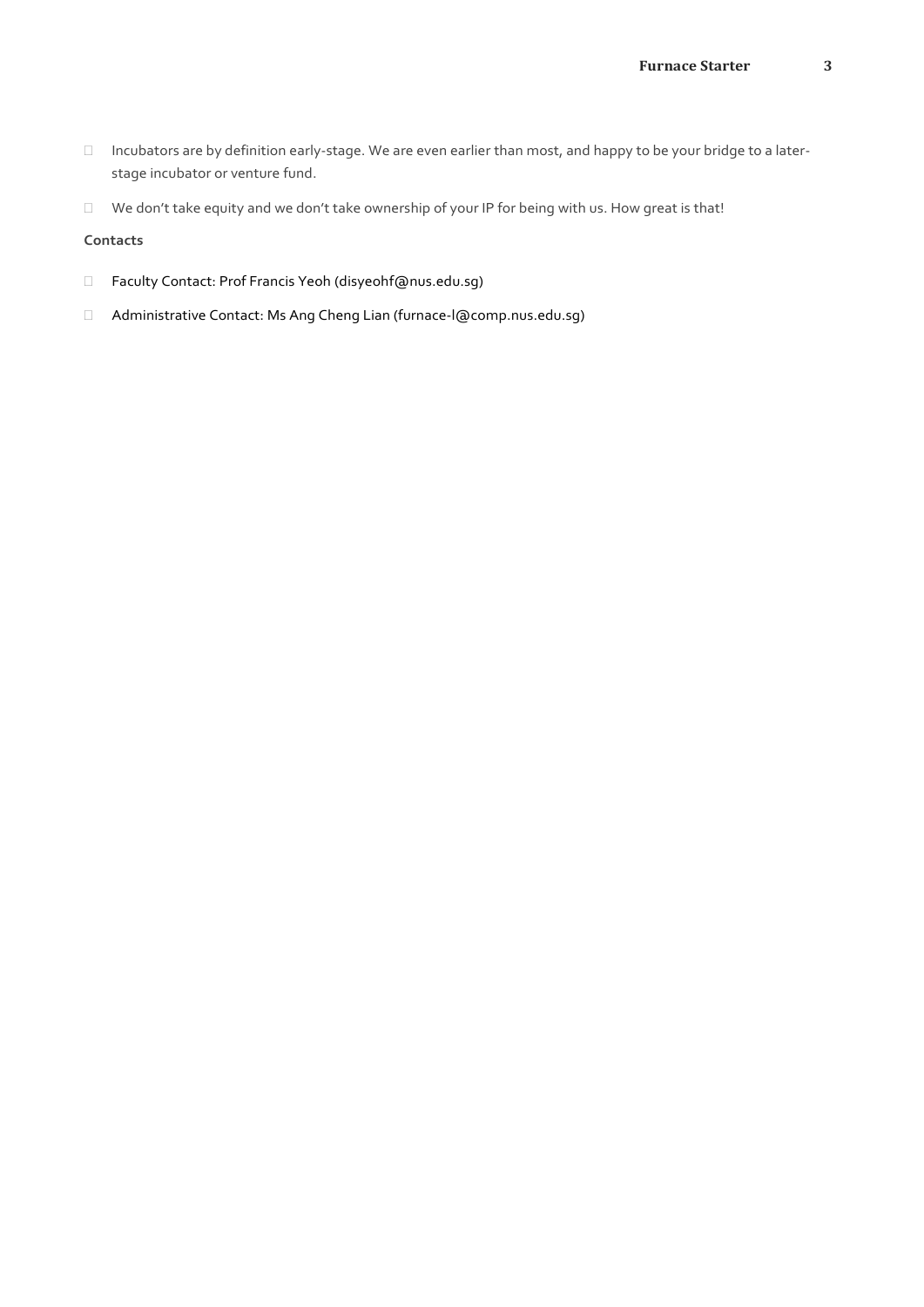- Incubators are by definition early-stage. We are even earlier than most, and happy to be your bridge to a later-stage incubator or venture fund.
- We don't take equity and we don't take ownership of your IP for being with us. How great is that!

**Contacts**

- Faculty Contact: Prof Francis Yeoh (disyeohf@nus.edu.sg)
- Administrative Contact: Ms Ang Cheng Lian (furnace-l@comp.nus.edu.sg)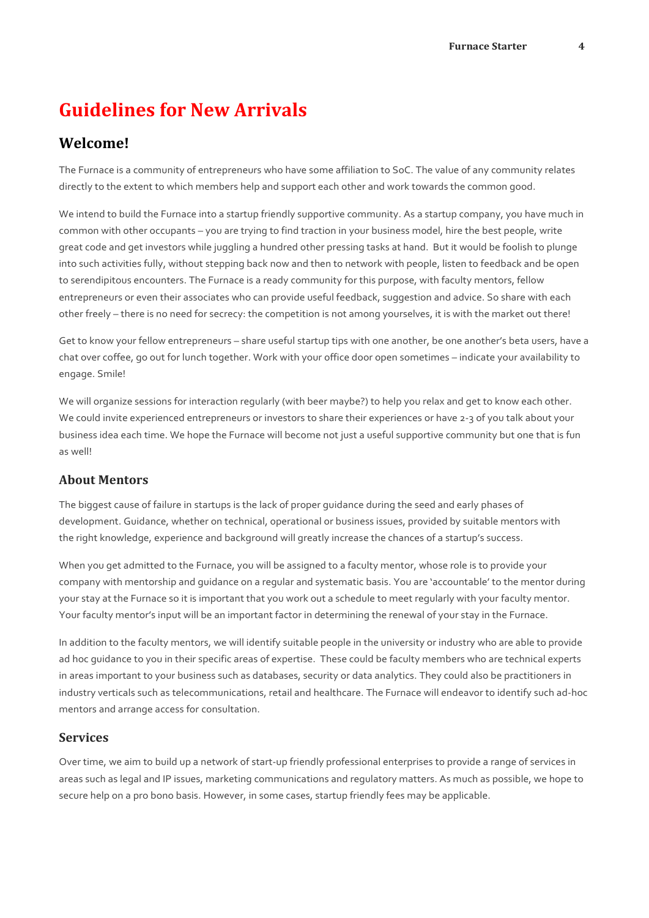# Guidelines for New Arrivals

## Welcome!

The Furnace is a community of entrepreneurs who have some affiliation to SoC. The value of any community relates directly to the extent to which members help and support each other and work towards the common good.

We intend to build the Furnace into a startup friendly supportive community. As a startup company, you have much in common with other occupants – you are trying to find traction in your business model, hire the best people, write great code and get investors while juggling a hundred other pressing tasks at hand. But it would be foolish to plunge into such activities fully, without stepping back now and then to network with people, listen to feedback and be open to serendipitous encounters. The Furnace is a ready community for this purpose, with faculty mentors, fellow entrepreneurs or even their associates who can provide useful feedback, suggestion and advice. So share with each other freely – there is no need for secrecy: the competition is not among yourselves, it is with the market out there!

Get to know your fellow entrepreneurs – share useful startup tips with one another, be one another's beta users, have a chat over coffee, go out for lunch together. Work with your office door open sometimes – indicate your availability to engage. Smile!

We will organize sessions for interaction regularly (with beer maybe?) to help you relax and get to know each other. We could invite experienced entrepreneurs or investors to share their experiences or have 2-3 of you talk about your business idea each time. We hope the Furnace will become not just a useful supportive community but one that is fun as well!

### About Mentors

The biggest cause of failure in startups is the lack of proper guidance during the seed and early phases of development. Guidance, whether on technical, operational or business issues, provided by suitable mentors with the right knowledge, experience and background will greatly increase the chances of a startup's success.

When you get admitted to the Furnace, you will be assigned to a faculty mentor, whose role is to provide your company with mentorship and guidance on a regular and systematic basis. You are 'accountable' to the mentor during your stay at the Furnace so it is important that you work out a schedule to meet regularly with your faculty mentor. Your faculty mentor's input will be an important factor in determining the renewal of your stay in the Furnace.

In addition to the faculty mentors, we will identify suitable people in the university or industry who are able to provide ad hoc guidance to you in their specific areas of expertise. These could be faculty members who are technical experts in areas important to your business such as databases, security or data analytics. They could also be practitioners in industry verticals such as telecommunications, retail and healthcare. The Furnace will endeavor to identify such ad-hoc mentors and arrange access for consultation.

### Services

Over time, we aim to build up a network of start-up friendly professional enterprises to provide a range of services in areas such as legal and IP issues, marketing communications and regulatory matters. As much as possible, we hope to secure help on a pro bono basis. However, in some cases, startup friendly fees may be applicable.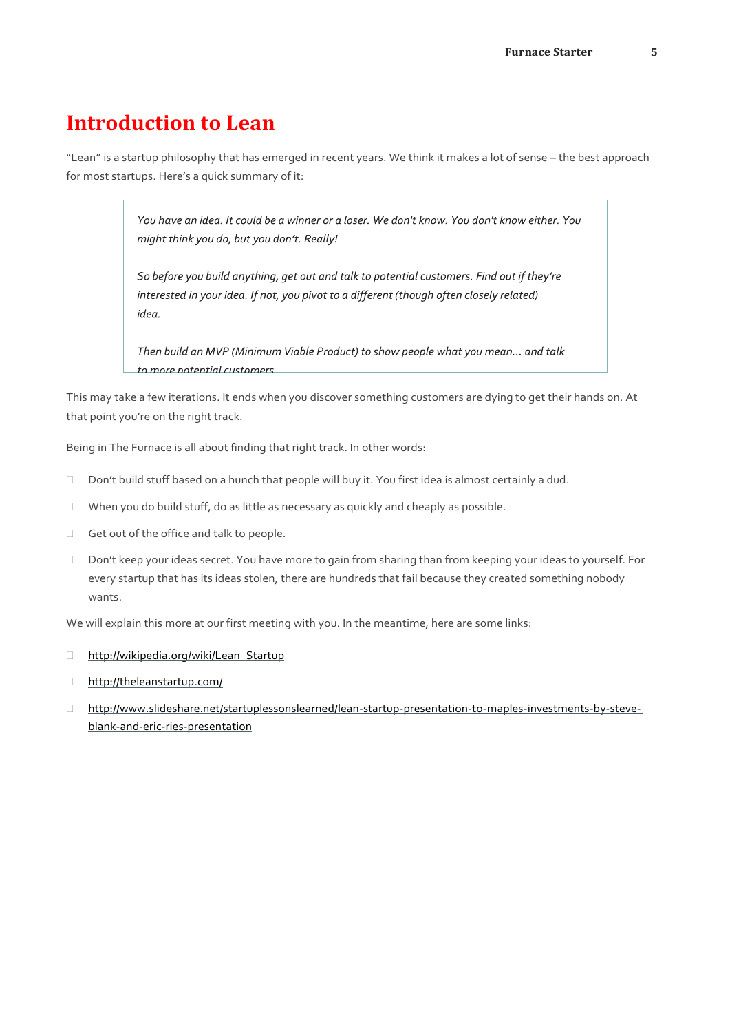# Introduction to Lean

"Lean" is a startup philosophy that has emerged in recent years. We think it makes a lot of sense – the best approach for most startups. Here's a quick summary of it:

> *You have an idea. It could be a winner or a loser. We don't know. You don't know either. You might think you do, but you don't. Really!*
>
> *So before you build anything, get out and talk to potential customers. Find out if they're interested in your idea. If not, you pivot to a different (though often closely related) idea.*
>
> *Then build an MVP (Minimum Viable Product) to show people what you mean… and talk to more potential customers.*

This may take a few iterations. It ends when you discover something customers are dying to get their hands on. At that point you're on the right track.

Being in The Furnace is all about finding that right track. In other words:

- Don't build stuff based on a hunch that people will buy it. You first idea is almost certainly a dud.
- When you do build stuff, do as little as necessary as quickly and cheaply as possible.
- Get out of the office and talk to people.
- Don't keep your ideas secret. You have more to gain from sharing than from keeping your ideas to yourself. For every startup that has its ideas stolen, there are hundreds that fail because they created something nobody wants.

We will explain this more at our first meeting with you. In the meantime, here are some links:

- http://wikipedia.org/wiki/Lean_Startup
- http://theleanstartup.com/
- http://www.slideshare.net/startuplessonslearned/lean-startup-presentation-to-maples-investments-by-steve-blank-and-eric-ries-presentation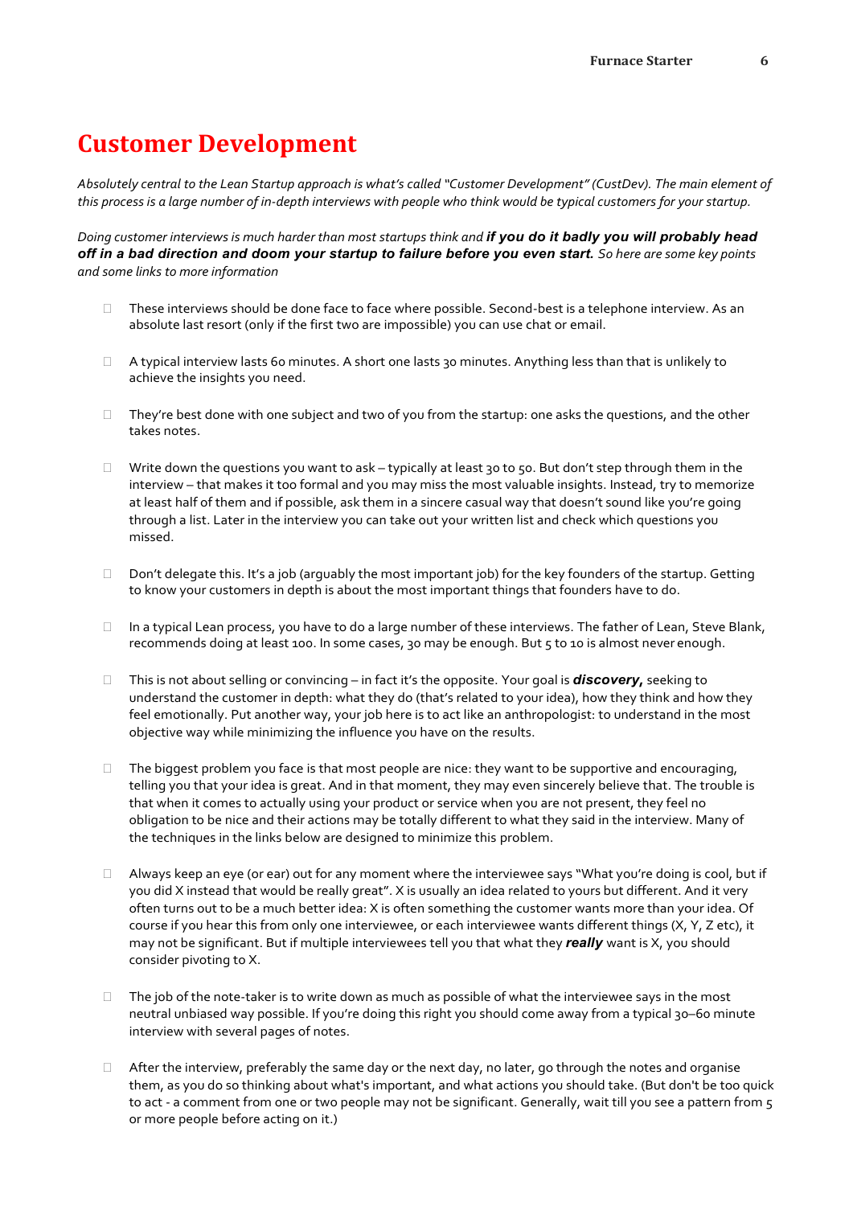# Customer Development

*Absolutely central to the Lean Startup approach is what's called "Customer Development" (CustDev). The main element of this process is a large number of in-depth interviews with people who think would be typical customers for your startup.*

*Doing customer interviews is much harder than most startups think and* ***if you do it badly you will probably head off in a bad direction and doom your startup to failure before you even start.*** *So here are some key points and some links to more information*

- These interviews should be done face to face where possible. Second-best is a telephone interview. As an absolute last resort (only if the first two are impossible) you can use chat or email.

- A typical interview lasts 60 minutes. A short one lasts 30 minutes. Anything less than that is unlikely to achieve the insights you need.

- They're best done with one subject and two of you from the startup: one asks the questions, and the other takes notes.

- Write down the questions you want to ask – typically at least 30 to 50. But don't step through them in the interview – that makes it too formal and you may miss the most valuable insights. Instead, try to memorize at least half of them and if possible, ask them in a sincere casual way that doesn't sound like you're going through a list. Later in the interview you can take out your written list and check which questions you missed.

- Don't delegate this. It's a job (arguably the most important job) for the key founders of the startup. Getting to know your customers in depth is about the most important things that founders have to do.

- In a typical Lean process, you have to do a large number of these interviews. The father of Lean, Steve Blank, recommends doing at least 100. In some cases, 30 may be enough. But 5 to 10 is almost never enough.

- This is not about selling or convincing – in fact it's the opposite. Your goal is ***discovery,*** seeking to understand the customer in depth: what they do (that's related to your idea), how they think and how they feel emotionally. Put another way, your job here is to act like an anthropologist: to understand in the most objective way while minimizing the influence you have on the results.

- The biggest problem you face is that most people are nice: they want to be supportive and encouraging, telling you that your idea is great. And in that moment, they may even sincerely believe that. The trouble is that when it comes to actually using your product or service when you are not present, they feel no obligation to be nice and their actions may be totally different to what they said in the interview. Many of the techniques in the links below are designed to minimize this problem.

- Always keep an eye (or ear) out for any moment where the interviewee says "What you're doing is cool, but if you did X instead that would be really great". X is usually an idea related to yours but different. And it very often turns out to be a much better idea: X is often something the customer wants more than your idea. Of course if you hear this from only one interviewee, or each interviewee wants different things (X, Y, Z etc), it may not be significant. But if multiple interviewees tell you that what they ***really*** want is X, you should consider pivoting to X.

- The job of the note-taker is to write down as much as possible of what the interviewee says in the most neutral unbiased way possible. If you're doing this right you should come away from a typical 30–60 minute interview with several pages of notes.

- After the interview, preferably the same day or the next day, no later, go through the notes and organise them, as you do so thinking about what's important, and what actions you should take. (But don't be too quick to act - a comment from one or two people may not be significant. Generally, wait till you see a pattern from 5 or more people before acting on it.)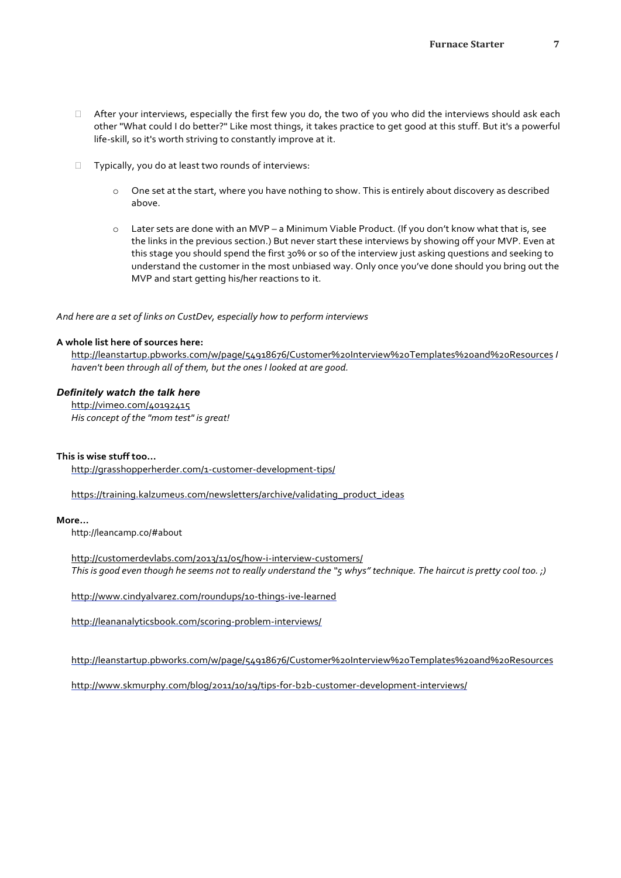- After your interviews, especially the first few you do, the two of you who did the interviews should ask each other "What could I do better?" Like most things, it takes practice to get good at this stuff. But it's a powerful life-skill, so it's worth striving to constantly improve at it.

- Typically, you do at least two rounds of interviews:

    - One set at the start, where you have nothing to show. This is entirely about discovery as described above.

    - Later sets are done with an MVP – a Minimum Viable Product. (If you don't know what that is, see the links in the previous section.) But never start these interviews by showing off your MVP. Even at this stage you should spend the first 30% or so of the interview just asking questions and seeking to understand the customer in the most unbiased way. Only once you've done should you bring out the MVP and start getting his/her reactions to it.

*And here are a set of links on CustDev, especially how to perform interviews*

**A whole list here of sources here:**

http://leanstartup.pbworks.com/w/page/54918676/Customer%20Interview%20Templates%20and%20Resources *I haven't been through all of them, but the ones I looked at are good.*

***Definitely watch the talk here***

http://vimeo.com/40192415
*His concept of the "mom test" is great!*

**This is wise stuff too…**

http://grasshopperherder.com/1-customer-development-tips/

https://training.kalzumeus.com/newsletters/archive/validating_product_ideas

**More…**

http://leancamp.co/#about

http://customerdevlabs.com/2013/11/05/how-i-interview-customers/
*This is good even though he seems not to really understand the "5 whys" technique. The haircut is pretty cool too. ;)*

http://www.cindyalvarez.com/roundups/10-things-ive-learned

http://leananalyticsbook.com/scoring-problem-interviews/

http://leanstartup.pbworks.com/w/page/54918676/Customer%20Interview%20Templates%20and%20Resources

http://www.skmurphy.com/blog/2011/10/19/tips-for-b2b-customer-development-interviews/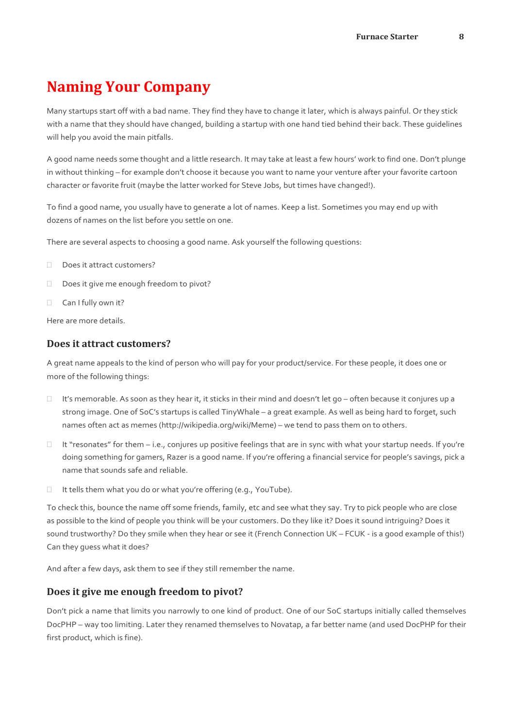# Naming Your Company

Many startups start off with a bad name. They find they have to change it later, which is always painful. Or they stick with a name that they should have changed, building a startup with one hand tied behind their back. These guidelines will help you avoid the main pitfalls.

A good name needs some thought and a little research. It may take at least a few hours' work to find one. Don't plunge in without thinking – for example don't choose it because you want to name your venture after your favorite cartoon character or favorite fruit (maybe the latter worked for Steve Jobs, but times have changed!).

To find a good name, you usually have to generate a lot of names. Keep a list. Sometimes you may end up with dozens of names on the list before you settle on one.

There are several aspects to choosing a good name. Ask yourself the following questions:

- Does it attract customers?
- Does it give me enough freedom to pivot?
- Can I fully own it?

Here are more details.

## Does it attract customers?

A great name appeals to the kind of person who will pay for your product/service. For these people, it does one or more of the following things:

- It's memorable. As soon as they hear it, it sticks in their mind and doesn't let go – often because it conjures up a strong image. One of SoC's startups is called TinyWhale – a great example. As well as being hard to forget, such names often act as memes (http://wikipedia.org/wiki/Meme) – we tend to pass them on to others.
- It "resonates" for them – i.e., conjures up positive feelings that are in sync with what your startup needs. If you're doing something for gamers, Razer is a good name. If you're offering a financial service for people's savings, pick a name that sounds safe and reliable.
- It tells them what you do or what you're offering (e.g., YouTube).

To check this, bounce the name off some friends, family, etc and see what they say. Try to pick people who are close as possible to the kind of people you think will be your customers. Do they like it? Does it sound intriguing? Does it sound trustworthy? Do they smile when they hear or see it (French Connection UK – FCUK - is a good example of this!) Can they guess what it does?

And after a few days, ask them to see if they still remember the name.

## Does it give me enough freedom to pivot?

Don't pick a name that limits you narrowly to one kind of product. One of our SoC startups initially called themselves DocPHP – way too limiting. Later they renamed themselves to Novatap, a far better name (and used DocPHP for their first product, which is fine).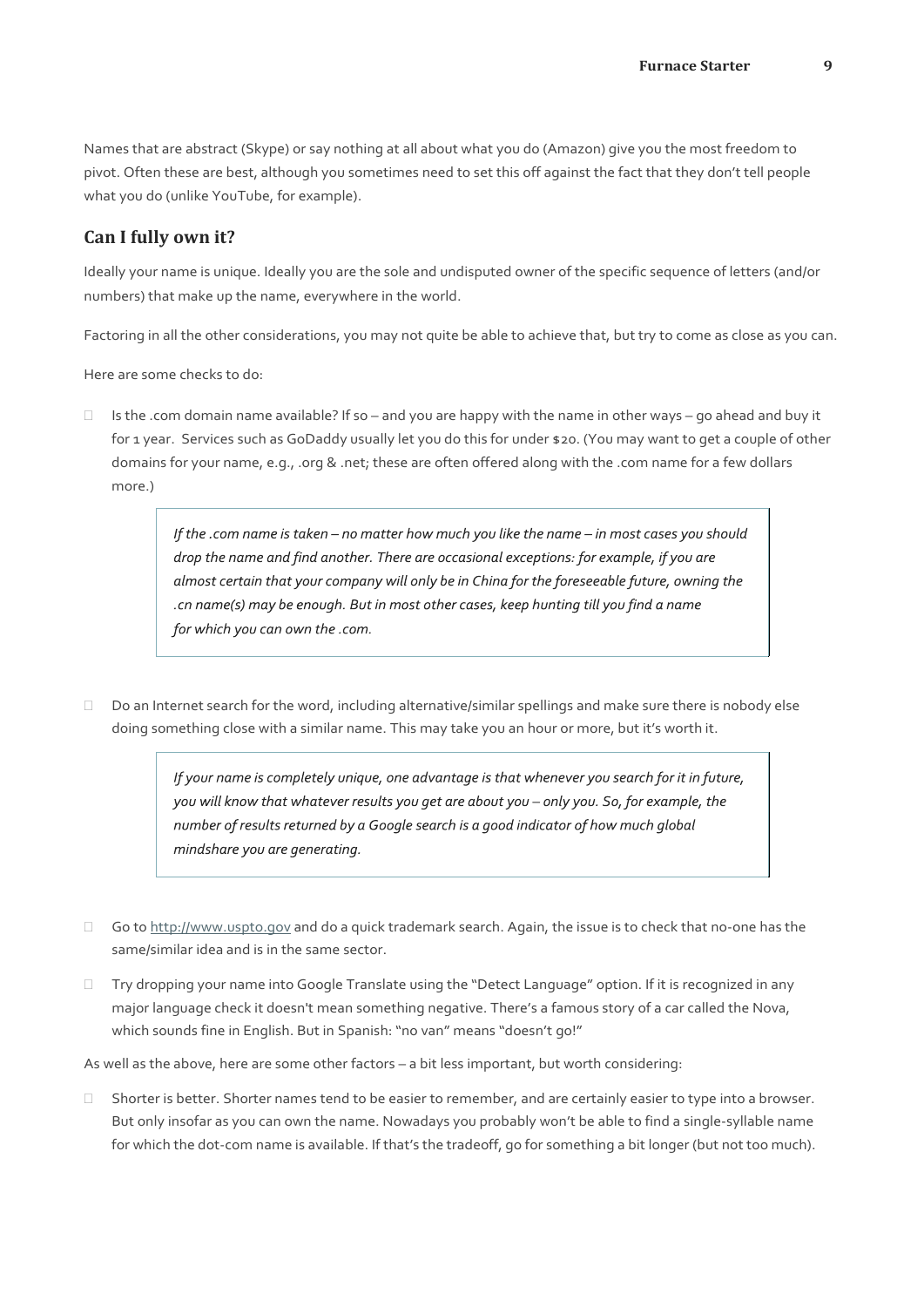Names that are abstract (Skype) or say nothing at all about what you do (Amazon) give you the most freedom to pivot. Often these are best, although you sometimes need to set this off against the fact that they don't tell people what you do (unlike YouTube, for example).

## Can I fully own it?

Ideally your name is unique. Ideally you are the sole and undisputed owner of the specific sequence of letters (and/or numbers) that make up the name, everywhere in the world.

Factoring in all the other considerations, you may not quite be able to achieve that, but try to come as close as you can.

Here are some checks to do:

- Is the .com domain name available? If so – and you are happy with the name in other ways – go ahead and buy it for 1 year. Services such as GoDaddy usually let you do this for under $20. (You may want to get a couple of other domains for your name, e.g., .org & .net; these are often offered along with the .com name for a few dollars more.)

> *If the .com name is taken – no matter how much you like the name – in most cases you should drop the name and find another. There are occasional exceptions: for example, if you are almost certain that your company will only be in China for the foreseeable future, owning the .cn name(s) may be enough. But in most other cases, keep hunting till you find a name for which you can own the .com.*

- Do an Internet search for the word, including alternative/similar spellings and make sure there is nobody else doing something close with a similar name. This may take you an hour or more, but it's worth it.

> *If your name is completely unique, one advantage is that whenever you search for it in future, you will know that whatever results you get are about you – only you. So, for example, the number of results returned by a Google search is a good indicator of how much global mindshare you are generating.*

- Go to http://www.uspto.gov and do a quick trademark search. Again, the issue is to check that no-one has the same/similar idea and is in the same sector.
- Try dropping your name into Google Translate using the "Detect Language" option. If it is recognized in any major language check it doesn't mean something negative. There's a famous story of a car called the Nova, which sounds fine in English. But in Spanish: "no van" means "doesn't go!"

As well as the above, here are some other factors – a bit less important, but worth considering:

- Shorter is better. Shorter names tend to be easier to remember, and are certainly easier to type into a browser. But only insofar as you can own the name. Nowadays you probably won't be able to find a single-syllable name for which the dot-com name is available. If that's the tradeoff, go for something a bit longer (but not too much).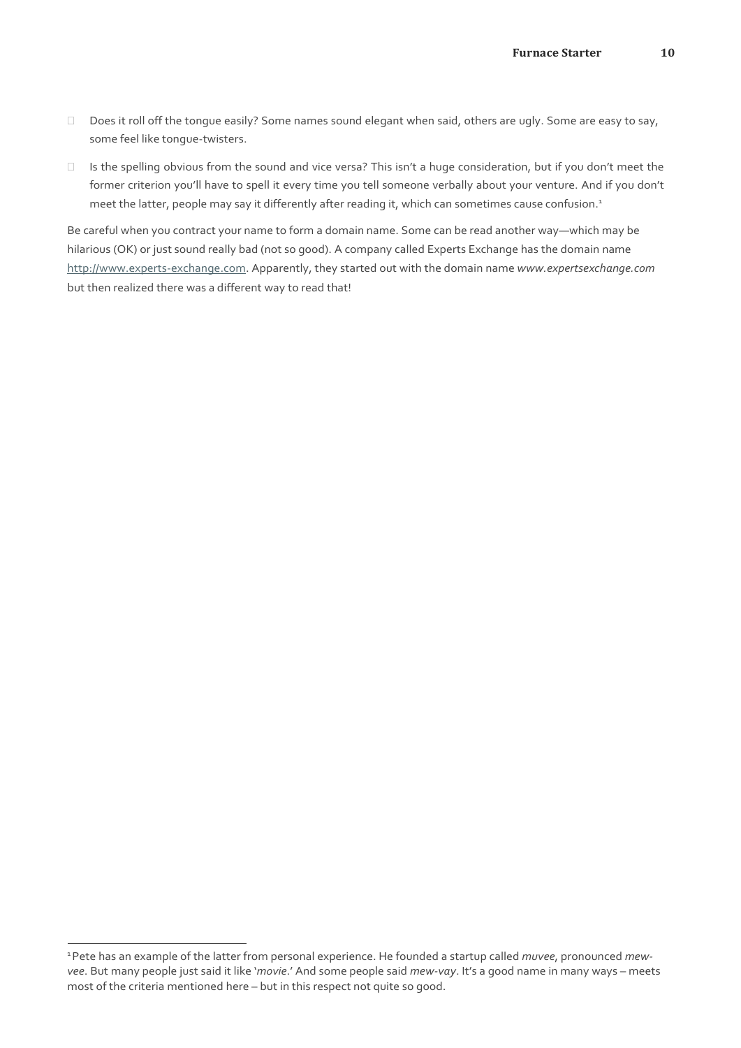- Does it roll off the tongue easily? Some names sound elegant when said, others are ugly. Some are easy to say, some feel like tongue-twisters.
- Is the spelling obvious from the sound and vice versa? This isn't a huge consideration, but if you don't meet the former criterion you'll have to spell it every time you tell someone verbally about your venture. And if you don't meet the latter, people may say it differently after reading it, which can sometimes cause confusion.[1]

Be careful when you contract your name to form a domain name. Some can be read another way—which may be hilarious (OK) or just sound really bad (not so good). A company called Experts Exchange has the domain name [http://www.experts-exchange.com](http://www.experts-exchange.com). Apparently, they started out with the domain name *www.expertsexchange.com* but then realized there was a different way to read that!

---

[1] Pete has an example of the latter from personal experience. He founded a startup called *muvee*, pronounced *mew-vee*. But many people just said it like '*movie*.' And some people said *mew-vay*. It's a good name in many ways – meets most of the criteria mentioned here – but in this respect not quite so good.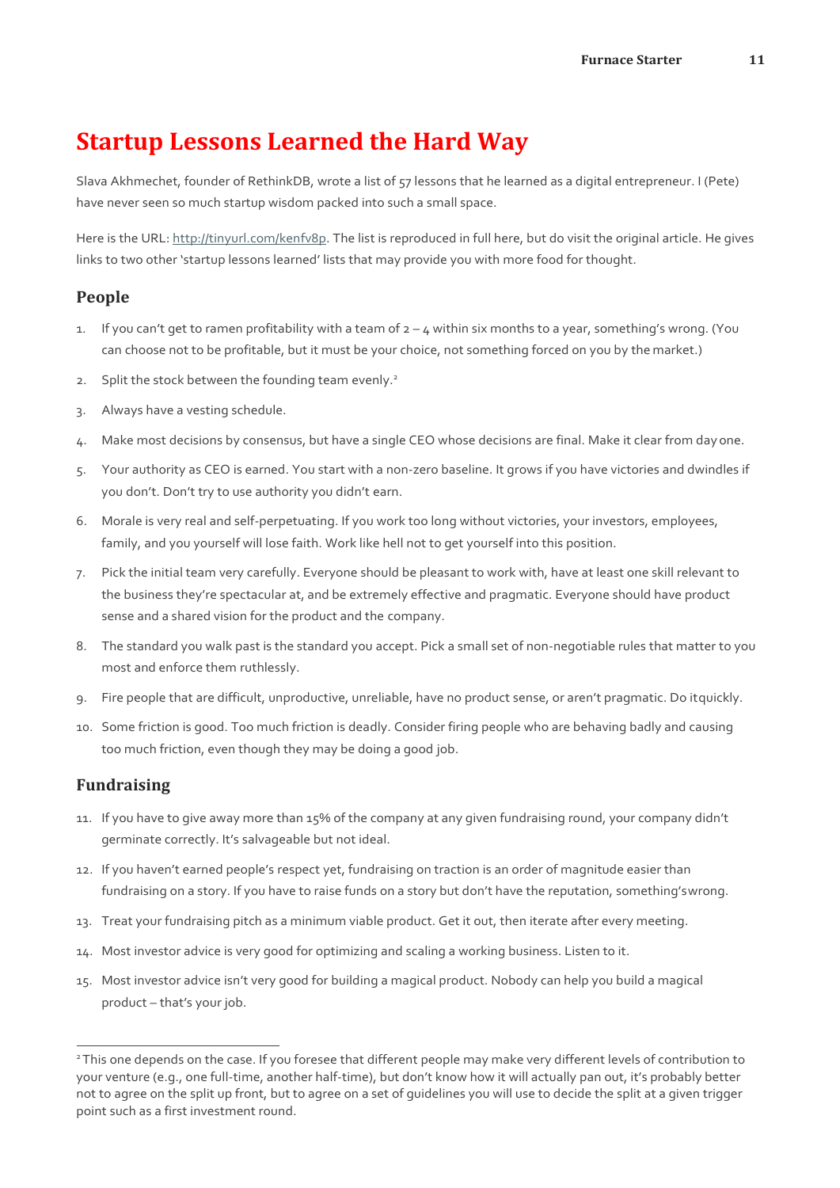# Startup Lessons Learned the Hard Way

Slava Akhmechet, founder of RethinkDB, wrote a list of 57 lessons that he learned as a digital entrepreneur. I (Pete) have never seen so much startup wisdom packed into such a small space.

Here is the URL: http://tinyurl.com/kenfv8p. The list is reproduced in full here, but do visit the original article. He gives links to two other 'startup lessons learned' lists that may provide you with more food for thought.

## People

1. If you can't get to ramen profitability with a team of 2 – 4 within six months to a year, something's wrong. (You can choose not to be profitable, but it must be your choice, not something forced on you by the market.)
2. Split the stock between the founding team evenly.[2]
3. Always have a vesting schedule.
4. Make most decisions by consensus, but have a single CEO whose decisions are final. Make it clear from day one.
5. Your authority as CEO is earned. You start with a non-zero baseline. It grows if you have victories and dwindles if you don't. Don't try to use authority you didn't earn.
6. Morale is very real and self-perpetuating. If you work too long without victories, your investors, employees, family, and you yourself will lose faith. Work like hell not to get yourself into this position.
7. Pick the initial team very carefully. Everyone should be pleasant to work with, have at least one skill relevant to the business they're spectacular at, and be extremely effective and pragmatic. Everyone should have product sense and a shared vision for the product and the company.
8. The standard you walk past is the standard you accept. Pick a small set of non-negotiable rules that matter to you most and enforce them ruthlessly.
9. Fire people that are difficult, unproductive, unreliable, have no product sense, or aren't pragmatic. Do it quickly.
10. Some friction is good. Too much friction is deadly. Consider firing people who are behaving badly and causing too much friction, even though they may be doing a good job.

## Fundraising

11. If you have to give away more than 15% of the company at any given fundraising round, your company didn't germinate correctly. It's salvageable but not ideal.
12. If you haven't earned people's respect yet, fundraising on traction is an order of magnitude easier than fundraising on a story. If you have to raise funds on a story but don't have the reputation, something's wrong.
13. Treat your fundraising pitch as a minimum viable product. Get it out, then iterate after every meeting.
14. Most investor advice is very good for optimizing and scaling a working business. Listen to it.
15. Most investor advice isn't very good for building a magical product. Nobody can help you build a magical product – that's your job.

---

[2] This one depends on the case. If you foresee that different people may make very different levels of contribution to your venture (e.g., one full-time, another half-time), but don't know how it will actually pan out, it's probably better not to agree on the split up front, but to agree on a set of guidelines you will use to decide the split at a given trigger point such as a first investment round.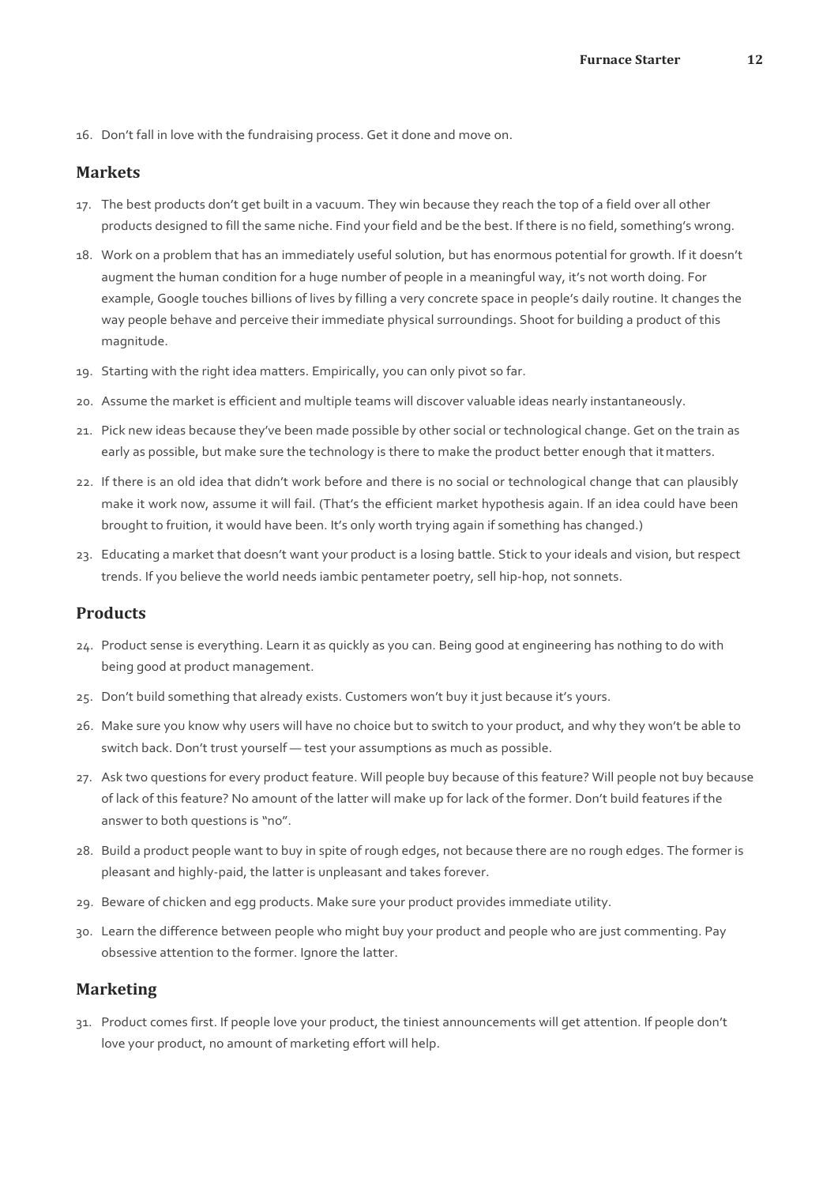16. Don't fall in love with the fundraising process. Get it done and move on.

## Markets

17. The best products don't get built in a vacuum. They win because they reach the top of a field over all other products designed to fill the same niche. Find your field and be the best. If there is no field, something's wrong.
18. Work on a problem that has an immediately useful solution, but has enormous potential for growth. If it doesn't augment the human condition for a huge number of people in a meaningful way, it's not worth doing. For example, Google touches billions of lives by filling a very concrete space in people's daily routine. It changes the way people behave and perceive their immediate physical surroundings. Shoot for building a product of this magnitude.
19. Starting with the right idea matters. Empirically, you can only pivot so far.
20. Assume the market is efficient and multiple teams will discover valuable ideas nearly instantaneously.
21. Pick new ideas because they've been made possible by other social or technological change. Get on the train as early as possible, but make sure the technology is there to make the product better enough that it matters.
22. If there is an old idea that didn't work before and there is no social or technological change that can plausibly make it work now, assume it will fail. (That's the efficient market hypothesis again. If an idea could have been brought to fruition, it would have been. It's only worth trying again if something has changed.)
23. Educating a market that doesn't want your product is a losing battle. Stick to your ideals and vision, but respect trends. If you believe the world needs iambic pentameter poetry, sell hip-hop, not sonnets.

## Products

24. Product sense is everything. Learn it as quickly as you can. Being good at engineering has nothing to do with being good at product management.
25. Don't build something that already exists. Customers won't buy it just because it's yours.
26. Make sure you know why users will have no choice but to switch to your product, and why they won't be able to switch back. Don't trust yourself — test your assumptions as much as possible.
27. Ask two questions for every product feature. Will people buy because of this feature? Will people not buy because of lack of this feature? No amount of the latter will make up for lack of the former. Don't build features if the answer to both questions is "no".
28. Build a product people want to buy in spite of rough edges, not because there are no rough edges. The former is pleasant and highly-paid, the latter is unpleasant and takes forever.
29. Beware of chicken and egg products. Make sure your product provides immediate utility.
30. Learn the difference between people who might buy your product and people who are just commenting. Pay obsessive attention to the former. Ignore the latter.

## Marketing

31. Product comes first. If people love your product, the tiniest announcements will get attention. If people don't love your product, no amount of marketing effort will help.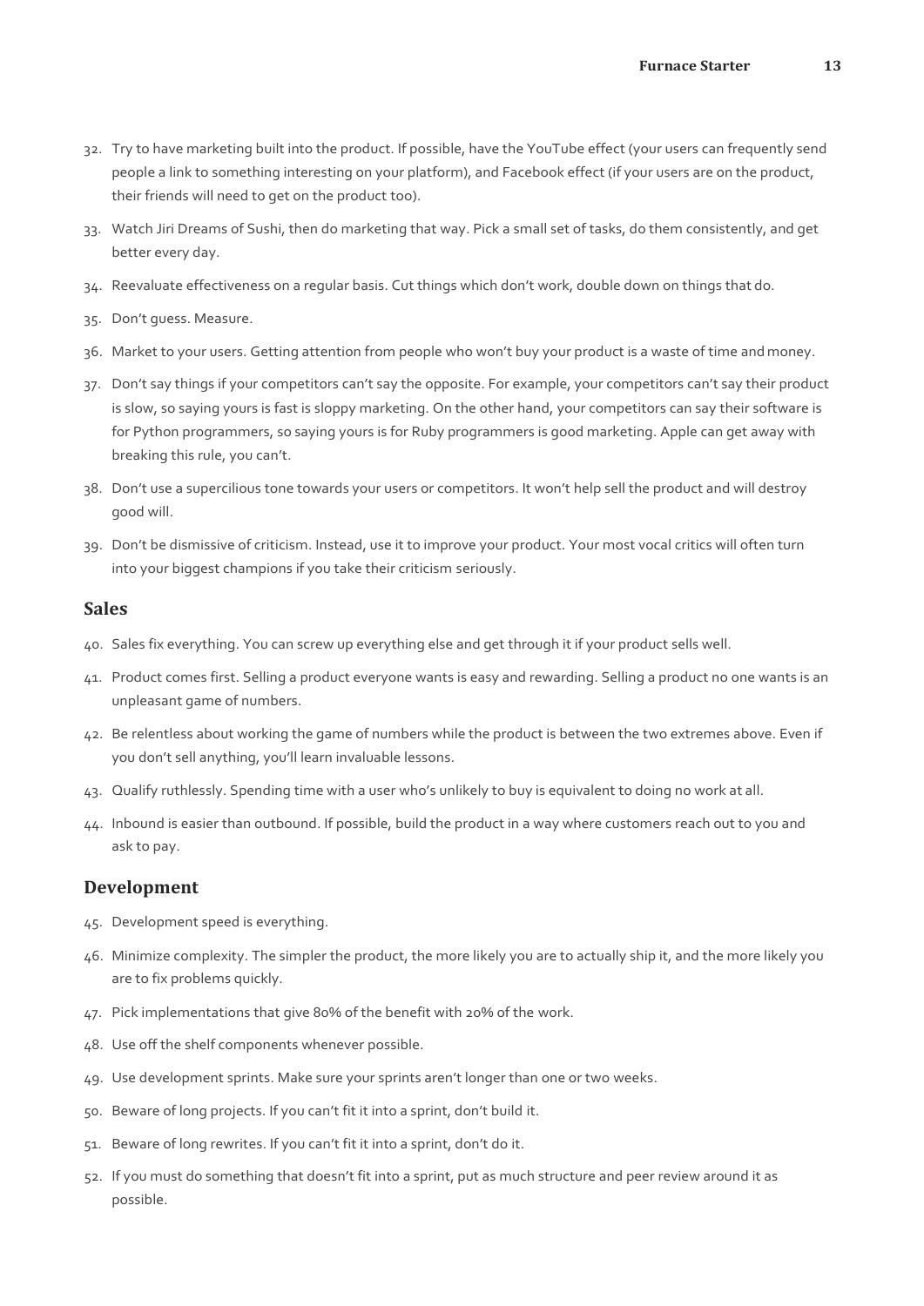32. Try to have marketing built into the product. If possible, have the YouTube effect (your users can frequently send people a link to something interesting on your platform), and Facebook effect (if your users are on the product, their friends will need to get on the product too).
33. Watch Jiri Dreams of Sushi, then do marketing that way. Pick a small set of tasks, do them consistently, and get better every day.
34. Reevaluate effectiveness on a regular basis. Cut things which don't work, double down on things that do.
35. Don't guess. Measure.
36. Market to your users. Getting attention from people who won't buy your product is a waste of time and money.
37. Don't say things if your competitors can't say the opposite. For example, your competitors can't say their product is slow, so saying yours is fast is sloppy marketing. On the other hand, your competitors can say their software is for Python programmers, so saying yours is for Ruby programmers is good marketing. Apple can get away with breaking this rule, you can't.
38. Don't use a supercilious tone towards your users or competitors. It won't help sell the product and will destroy good will.
39. Don't be dismissive of criticism. Instead, use it to improve your product. Your most vocal critics will often turn into your biggest champions if you take their criticism seriously.

## Sales

40. Sales fix everything. You can screw up everything else and get through it if your product sells well.
41. Product comes first. Selling a product everyone wants is easy and rewarding. Selling a product no one wants is an unpleasant game of numbers.
42. Be relentless about working the game of numbers while the product is between the two extremes above. Even if you don't sell anything, you'll learn invaluable lessons.
43. Qualify ruthlessly. Spending time with a user who's unlikely to buy is equivalent to doing no work at all.
44. Inbound is easier than outbound. If possible, build the product in a way where customers reach out to you and ask to pay.

## Development

45. Development speed is everything.
46. Minimize complexity. The simpler the product, the more likely you are to actually ship it, and the more likely you are to fix problems quickly.
47. Pick implementations that give 80% of the benefit with 20% of the work.
48. Use off the shelf components whenever possible.
49. Use development sprints. Make sure your sprints aren't longer than one or two weeks.
50. Beware of long projects. If you can't fit it into a sprint, don't build it.
51. Beware of long rewrites. If you can't fit it into a sprint, don't do it.
52. If you must do something that doesn't fit into a sprint, put as much structure and peer review around it as possible.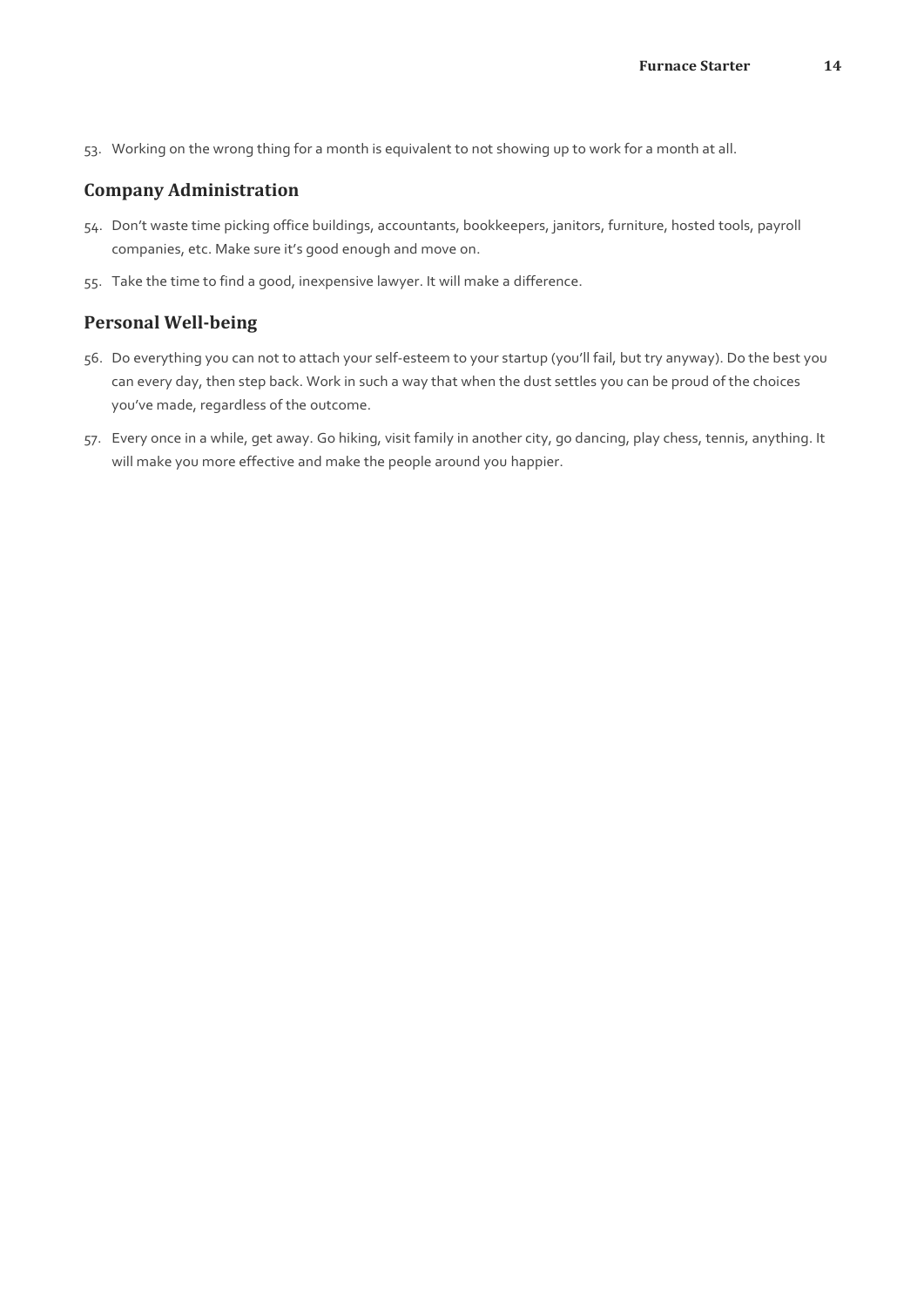53. Working on the wrong thing for a month is equivalent to not showing up to work for a month at all.

## Company Administration

54. Don't waste time picking office buildings, accountants, bookkeepers, janitors, furniture, hosted tools, payroll companies, etc. Make sure it's good enough and move on.
55. Take the time to find a good, inexpensive lawyer. It will make a difference.

## Personal Well-being

56. Do everything you can not to attach your self-esteem to your startup (you'll fail, but try anyway). Do the best you can every day, then step back. Work in such a way that when the dust settles you can be proud of the choices you've made, regardless of the outcome.
57. Every once in a while, get away. Go hiking, visit family in another city, go dancing, play chess, tennis, anything. It will make you more effective and make the people around you happier.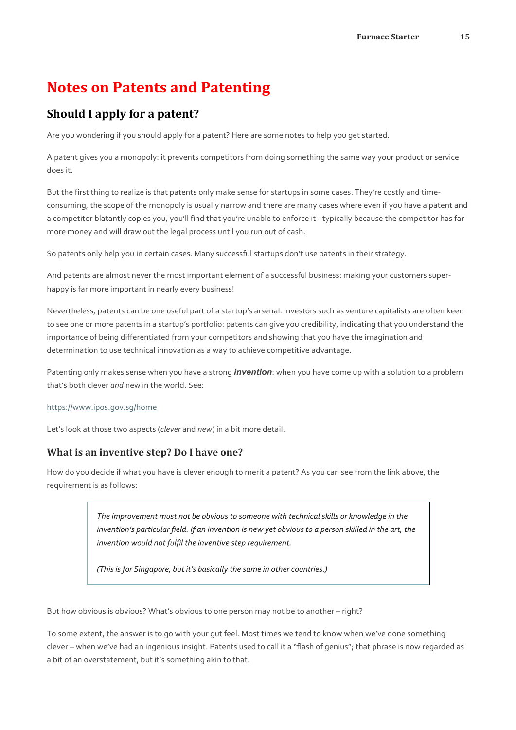# Notes on Patents and Patenting

## Should I apply for a patent?

Are you wondering if you should apply for a patent? Here are some notes to help you get started.

A patent gives you a monopoly: it prevents competitors from doing something the same way your product or service does it.

But the first thing to realize is that patents only make sense for startups in some cases. They're costly and time-consuming, the scope of the monopoly is usually narrow and there are many cases where even if you have a patent and a competitor blatantly copies you, you'll find that you're unable to enforce it - typically because the competitor has far more money and will draw out the legal process until you run out of cash.

So patents only help you in certain cases. Many successful startups don't use patents in their strategy.

And patents are almost never the most important element of a successful business: making your customers super-happy is far more important in nearly every business!

Nevertheless, patents can be one useful part of a startup's arsenal. Investors such as venture capitalists are often keen to see one or more patents in a startup's portfolio: patents can give you credibility, indicating that you understand the importance of being differentiated from your competitors and showing that you have the imagination and determination to use technical innovation as a way to achieve competitive advantage.

Patenting only makes sense when you have a strong ***invention***: when you have come up with a solution to a problem that's both clever *and* new in the world. See:

https://www.ipos.gov.sg/home

Let's look at those two aspects (*clever* and *new*) in a bit more detail.

### What is an inventive step? Do I have one?

How do you decide if what you have is clever enough to merit a patent? As you can see from the link above, the requirement is as follows:

> *The improvement must not be obvious to someone with technical skills or knowledge in the invention's particular field. If an invention is new yet obvious to a person skilled in the art, the invention would not fulfil the inventive step requirement.*
>
> *(This is for Singapore, but it's basically the same in other countries.)*

But how obvious is obvious? What's obvious to one person may not be to another – right?

To some extent, the answer is to go with your gut feel. Most times we tend to know when we've done something clever – when we've had an ingenious insight. Patents used to call it a "flash of genius"; that phrase is now regarded as a bit of an overstatement, but it's something akin to that.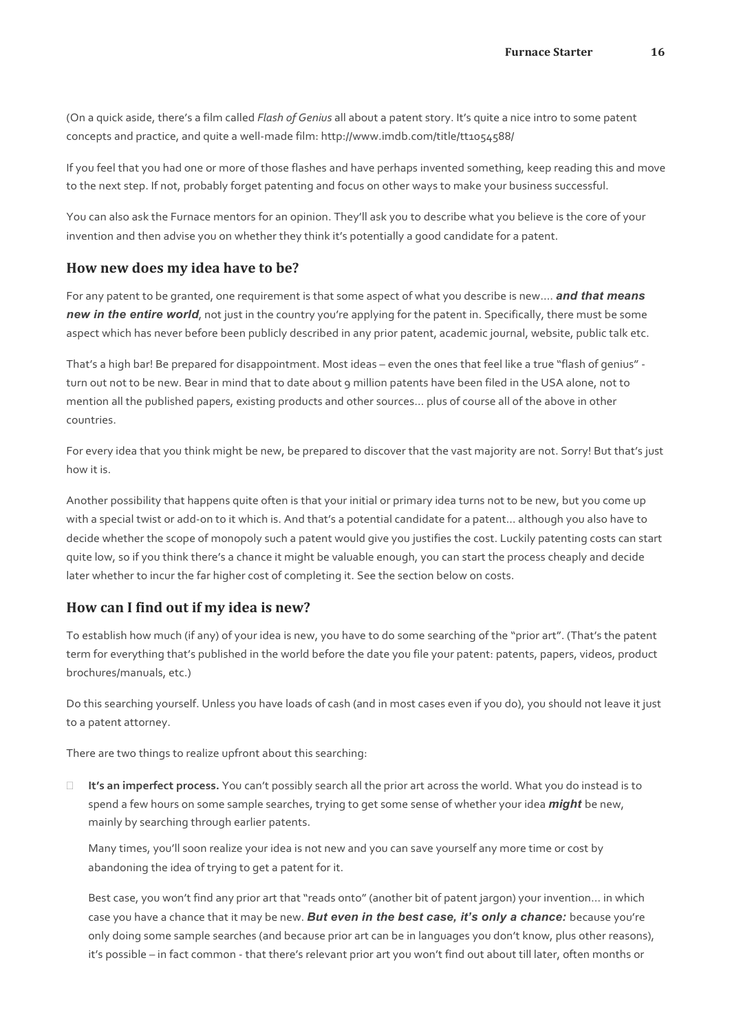(On a quick aside, there's a film called *Flash of Genius* all about a patent story. It's quite a nice intro to some patent concepts and practice, and quite a well-made film: http://www.imdb.com/title/tt1054588/

If you feel that you had one or more of those flashes and have perhaps invented something, keep reading this and move to the next step. If not, probably forget patenting and focus on other ways to make your business successful.

You can also ask the Furnace mentors for an opinion. They'll ask you to describe what you believe is the core of your invention and then advise you on whether they think it's potentially a good candidate for a patent.

## How new does my idea have to be?

For any patent to be granted, one requirement is that some aspect of what you describe is new…. ***and that means new in the entire world***, not just in the country you're applying for the patent in. Specifically, there must be some aspect which has never before been publicly described in any prior patent, academic journal, website, public talk etc.

That's a high bar! Be prepared for disappointment. Most ideas – even the ones that feel like a true "flash of genius" - turn out not to be new. Bear in mind that to date about 9 million patents have been filed in the USA alone, not to mention all the published papers, existing products and other sources… plus of course all of the above in other countries.

For every idea that you think might be new, be prepared to discover that the vast majority are not. Sorry! But that's just how it is.

Another possibility that happens quite often is that your initial or primary idea turns not to be new, but you come up with a special twist or add-on to it which is. And that's a potential candidate for a patent… although you also have to decide whether the scope of monopoly such a patent would give you justifies the cost. Luckily patenting costs can start quite low, so if you think there's a chance it might be valuable enough, you can start the process cheaply and decide later whether to incur the far higher cost of completing it. See the section below on costs.

## How can I find out if my idea is new?

To establish how much (if any) of your idea is new, you have to do some searching of the "prior art". (That's the patent term for everything that's published in the world before the date you file your patent: patents, papers, videos, product brochures/manuals, etc.)

Do this searching yourself. Unless you have loads of cash (and in most cases even if you do), you should not leave it just to a patent attorney.

There are two things to realize upfront about this searching:

- **It's an imperfect process.** You can't possibly search all the prior art across the world. What you do instead is to spend a few hours on some sample searches, trying to get some sense of whether your idea ***might*** be new, mainly by searching through earlier patents.

  Many times, you'll soon realize your idea is not new and you can save yourself any more time or cost by abandoning the idea of trying to get a patent for it.

  Best case, you won't find any prior art that "reads onto" (another bit of patent jargon) your invention… in which case you have a chance that it may be new. ***But even in the best case, it's only a chance:*** because you're only doing some sample searches (and because prior art can be in languages you don't know, plus other reasons), it's possible – in fact common - that there's relevant prior art you won't find out about till later, often months or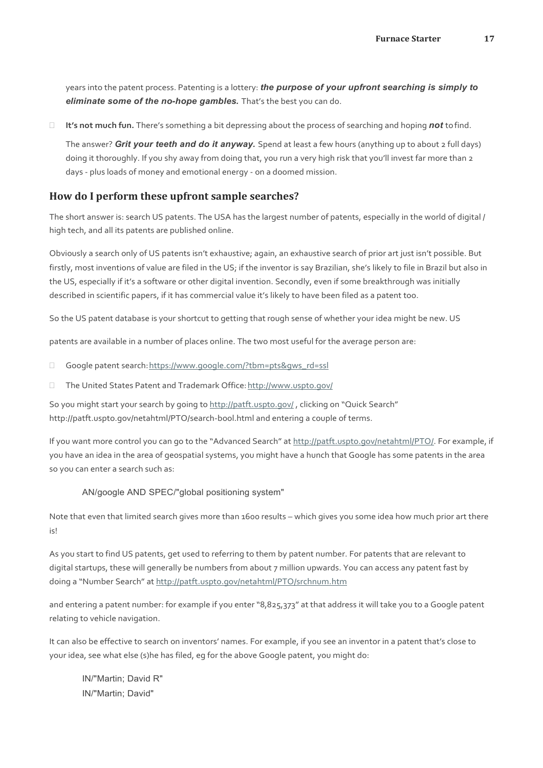years into the patent process. Patenting is a lottery: ***the purpose of your upfront searching is simply to eliminate some of the no-hope gambles.*** That's the best you can do.

- **It's not much fun.** There's something a bit depressing about the process of searching and hoping ***not*** to find.

  The answer? ***Grit your teeth and do it anyway.*** Spend at least a few hours (anything up to about 2 full days) doing it thoroughly. If you shy away from doing that, you run a very high risk that you'll invest far more than 2 days - plus loads of money and emotional energy - on a doomed mission.

## How do I perform these upfront sample searches?

The short answer is: search US patents. The USA has the largest number of patents, especially in the world of digital / high tech, and all its patents are published online.

Obviously a search only of US patents isn't exhaustive; again, an exhaustive search of prior art just isn't possible. But firstly, most inventions of value are filed in the US; if the inventor is say Brazilian, she's likely to file in Brazil but also in the US, especially if it's a software or other digital invention. Secondly, even if some breakthrough was initially described in scientific papers, if it has commercial value it's likely to have been filed as a patent too.

So the US patent database is your shortcut to getting that rough sense of whether your idea might be new. US

patents are available in a number of places online. The two most useful for the average person are:

- Google patent search: https://www.google.com/?tbm=pts&gws_rd=ssl
- The United States Patent and Trademark Office: http://www.uspto.gov/

So you might start your search by going to http://patft.uspto.gov/ , clicking on "Quick Search" http://patft.uspto.gov/netahtml/PTO/search-bool.html and entering a couple of terms.

If you want more control you can go to the "Advanced Search" at http://patft.uspto.gov/netahtml/PTO/. For example, if you have an idea in the area of geospatial systems, you might have a hunch that Google has some patents in the area so you can enter a search such as:

```
AN/google AND SPEC/"global positioning system"
```

Note that even that limited search gives more than 1600 results – which gives you some idea how much prior art there is!

As you start to find US patents, get used to referring to them by patent number. For patents that are relevant to digital startups, these will generally be numbers from about 7 million upwards. You can access any patent fast by doing a "Number Search" at http://patft.uspto.gov/netahtml/PTO/srchnum.htm

and entering a patent number: for example if you enter "8,825,373" at that address it will take you to a Google patent relating to vehicle navigation.

It can also be effective to search on inventors' names. For example, if you see an inventor in a patent that's close to your idea, see what else (s)he has filed, eg for the above Google patent, you might do:

```
IN/"Martin; David R"
IN/"Martin; David"
```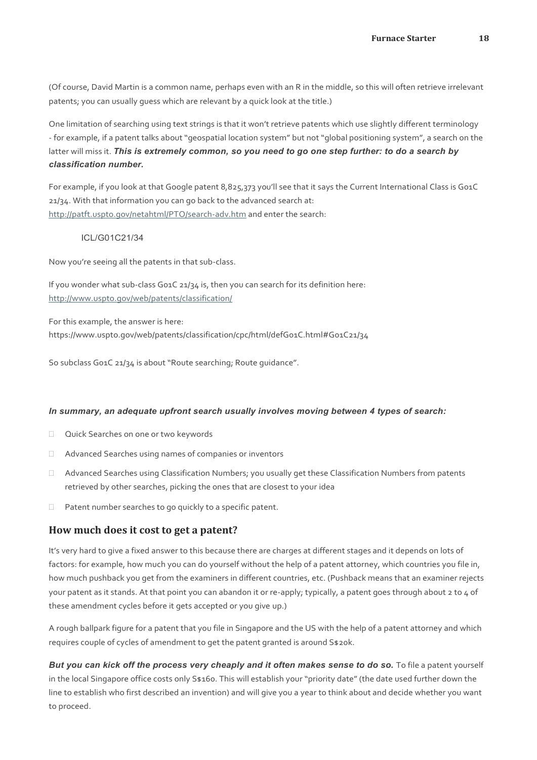(Of course, David Martin is a common name, perhaps even with an R in the middle, so this will often retrieve irrelevant patents; you can usually guess which are relevant by a quick look at the title.)

One limitation of searching using text strings is that it won't retrieve patents which use slightly different terminology - for example, if a patent talks about "geospatial location system" but not "global positioning system", a search on the latter will miss it. ***This is extremely common, so you need to go one step further: to do a search by classification number.***

For example, if you look at that Google patent 8,825,373 you'll see that it says the Current International Class is G01C 21/34. With that information you can go back to the advanced search at: http://patft.uspto.gov/netahtml/PTO/search-adv.htm and enter the search:

ICL/G01C21/34

Now you're seeing all the patents in that sub-class.

If you wonder what sub-class G01C 21/34 is, then you can search for its definition here: http://www.uspto.gov/web/patents/classification/

For this example, the answer is here:
https://www.uspto.gov/web/patents/classification/cpc/html/defG01C.html#G01C21/34

So subclass G01C 21/34 is about "Route searching; Route guidance".

***In summary, an adequate upfront search usually involves moving between 4 types of search:***

- Quick Searches on one or two keywords
- Advanced Searches using names of companies or inventors
- Advanced Searches using Classification Numbers; you usually get these Classification Numbers from patents retrieved by other searches, picking the ones that are closest to your idea
- Patent number searches to go quickly to a specific patent.

## How much does it cost to get a patent?

It's very hard to give a fixed answer to this because there are charges at different stages and it depends on lots of factors: for example, how much you can do yourself without the help of a patent attorney, which countries you file in, how much pushback you get from the examiners in different countries, etc. (Pushback means that an examiner rejects your patent as it stands. At that point you can abandon it or re-apply; typically, a patent goes through about 2 to 4 of these amendment cycles before it gets accepted or you give up.)

A rough ballpark figure for a patent that you file in Singapore and the US with the help of a patent attorney and which requires couple of cycles of amendment to get the patent granted is around S$20k.

***But you can kick off the process very cheaply and it often makes sense to do so.*** To file a patent yourself in the local Singapore office costs only S$160. This will establish your "priority date" (the date used further down the line to establish who first described an invention) and will give you a year to think about and decide whether you want to proceed.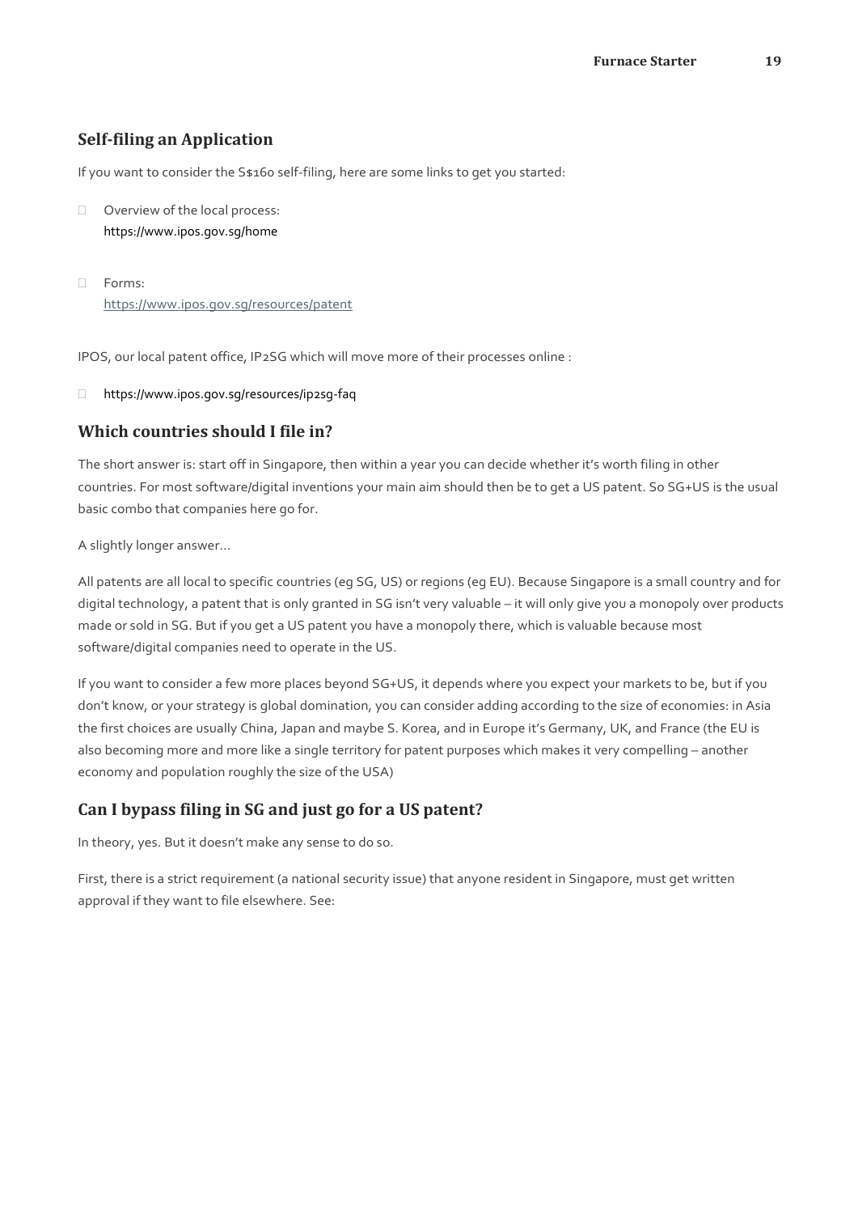## Self-filing an Application

If you want to consider the S$160 self-filing, here are some links to get you started:

- Overview of the local process:
  https://www.ipos.gov.sg/home

- Forms:
  https://www.ipos.gov.sg/resources/patent

IPOS, our local patent office, IP2SG which will move more of their processes online :

- https://www.ipos.gov.sg/resources/ip2sg-faq

## Which countries should I file in?

The short answer is: start off in Singapore, then within a year you can decide whether it's worth filing in other countries. For most software/digital inventions your main aim should then be to get a US patent. So SG+US is the usual basic combo that companies here go for.

A slightly longer answer…

All patents are all local to specific countries (eg SG, US) or regions (eg EU). Because Singapore is a small country and for digital technology, a patent that is only granted in SG isn't very valuable – it will only give you a monopoly over products made or sold in SG. But if you get a US patent you have a monopoly there, which is valuable because most software/digital companies need to operate in the US.

If you want to consider a few more places beyond SG+US, it depends where you expect your markets to be, but if you don't know, or your strategy is global domination, you can consider adding according to the size of economies: in Asia the first choices are usually China, Japan and maybe S. Korea, and in Europe it's Germany, UK, and France (the EU is also becoming more and more like a single territory for patent purposes which makes it very compelling – another economy and population roughly the size of the USA)

## Can I bypass filing in SG and just go for a US patent?

In theory, yes. But it doesn't make any sense to do so.

First, there is a strict requirement (a national security issue) that anyone resident in Singapore, must get written approval if they want to file elsewhere. See: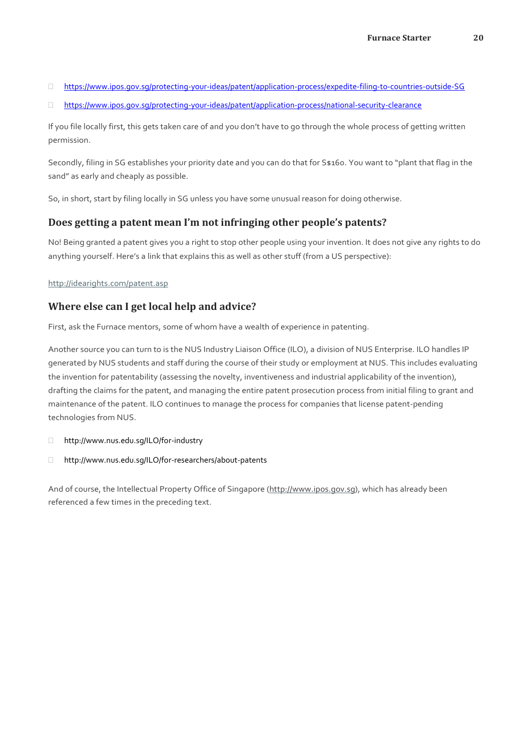- https://www.ipos.gov.sg/protecting-your-ideas/patent/application-process/expedite-filing-to-countries-outside-SG
- https://www.ipos.gov.sg/protecting-your-ideas/patent/application-process/national-security-clearance

If you file locally first, this gets taken care of and you don't have to go through the whole process of getting written permission.

Secondly, filing in SG establishes your priority date and you can do that for S$160. You want to "plant that flag in the sand" as early and cheaply as possible.

So, in short, start by filing locally in SG unless you have some unusual reason for doing otherwise.

## Does getting a patent mean I'm not infringing other people's patents?

No! Being granted a patent gives you a right to stop other people using your invention. It does not give any rights to do anything yourself. Here's a link that explains this as well as other stuff (from a US perspective):

http://idearights.com/patent.asp

## Where else can I get local help and advice?

First, ask the Furnace mentors, some of whom have a wealth of experience in patenting.

Another source you can turn to is the NUS Industry Liaison Office (ILO), a division of NUS Enterprise. ILO handles IP generated by NUS students and staff during the course of their study or employment at NUS. This includes evaluating the invention for patentability (assessing the novelty, inventiveness and industrial applicability of the invention), drafting the claims for the patent, and managing the entire patent prosecution process from initial filing to grant and maintenance of the patent. ILO continues to manage the process for companies that license patent-pending technologies from NUS.

- http://www.nus.edu.sg/ILO/for-industry
- http://www.nus.edu.sg/ILO/for-researchers/about-patents

And of course, the Intellectual Property Office of Singapore (http://www.ipos.gov.sg), which has already been referenced a few times in the preceding text.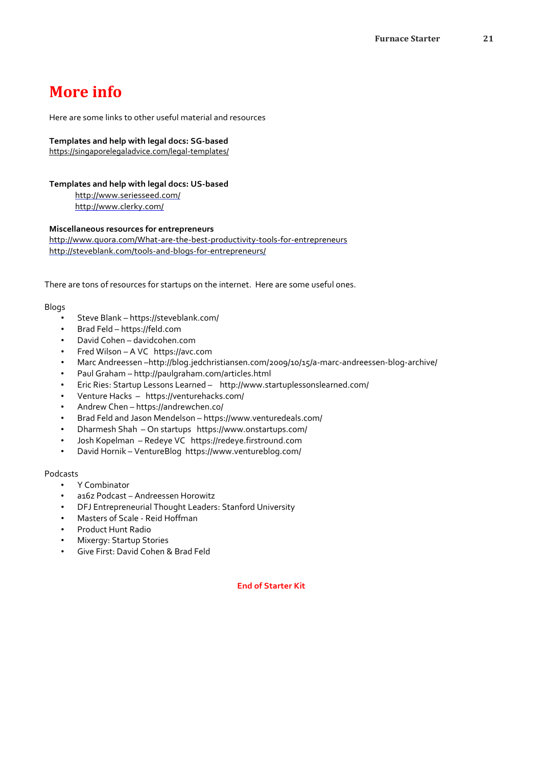# More info

Here are some links to other useful material and resources

**Templates and help with legal docs: SG-based**
https://singaporelegaladvice.com/legal-templates/

**Templates and help with legal docs: US-based**
http://www.seriesseed.com/
http://www.clerky.com/

**Miscellaneous resources for entrepreneurs**
http://www.quora.com/What-are-the-best-productivity-tools-for-entrepreneurs
http://steveblank.com/tools-and-blogs-for-entrepreneurs/

There are tons of resources for startups on the internet. Here are some useful ones.

Blogs

- Steve Blank – https://steveblank.com/
- Brad Feld – https://feld.com
- David Cohen – davidcohen.com
- Fred Wilson – A VC https://avc.com
- Marc Andreessen –http://blog.jedchristiansen.com/2009/10/15/a-marc-andreessen-blog-archive/
- Paul Graham – http://paulgraham.com/articles.html
- Eric Ries: Startup Lessons Learned – http://www.startuplessonslearned.com/
- Venture Hacks – https://venturehacks.com/
- Andrew Chen – https://andrewchen.co/
- Brad Feld and Jason Mendelson – https://www.venturedeals.com/
- Dharmesh Shah – On startups https://www.onstartups.com/
- Josh Kopelman – Redeye VC https://redeye.firstround.com
- David Hornik – VentureBlog https://www.ventureblog.com/

Podcasts

- Y Combinator
- a16z Podcast – Andreessen Horowitz
- DFJ Entrepreneurial Thought Leaders: Stanford University
- Masters of Scale - Reid Hoffman
- Product Hunt Radio
- Mixergy: Startup Stories
- Give First: David Cohen & Brad Feld

**End of Starter Kit**